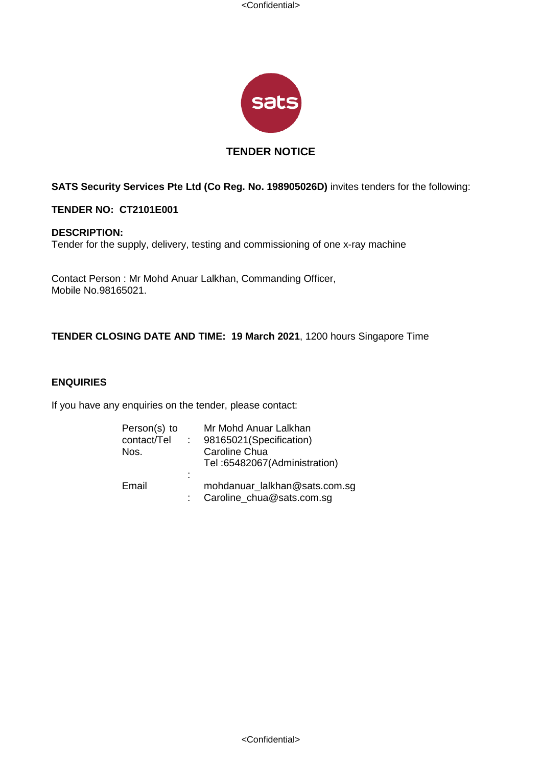# TENDER NOTICE

**SATS Security Services Pte Ltd (Co Reg. No. 198905026D)** invites tenders for the following:

**TENDER NO: CT2101E001**

**DESCRIPTION:**
Tender for the supply, delivery, testing and commissioning of one x-ray machine

Contact Person : Mr Mohd Anuar Lalkhan, Commanding Officer,
Mobile No.98165021.

**TENDER CLOSING DATE AND TIME: 19 March 2021**, 1200 hours Singapore Time

## ENQUIRIES

If you have any enquiries on the tender, please contact:

| | | |
|---|---|---|
| Person(s) to contact/Tel Nos. | : | Mr Mohd Anuar Lalkhan<br>98165021(Specification)<br>Caroline Chua<br>Tel :65482067(Administration) |
| Email | : | mohdanuar_lalkhan@sats.com.sg<br>Caroline_chua@sats.com.sg |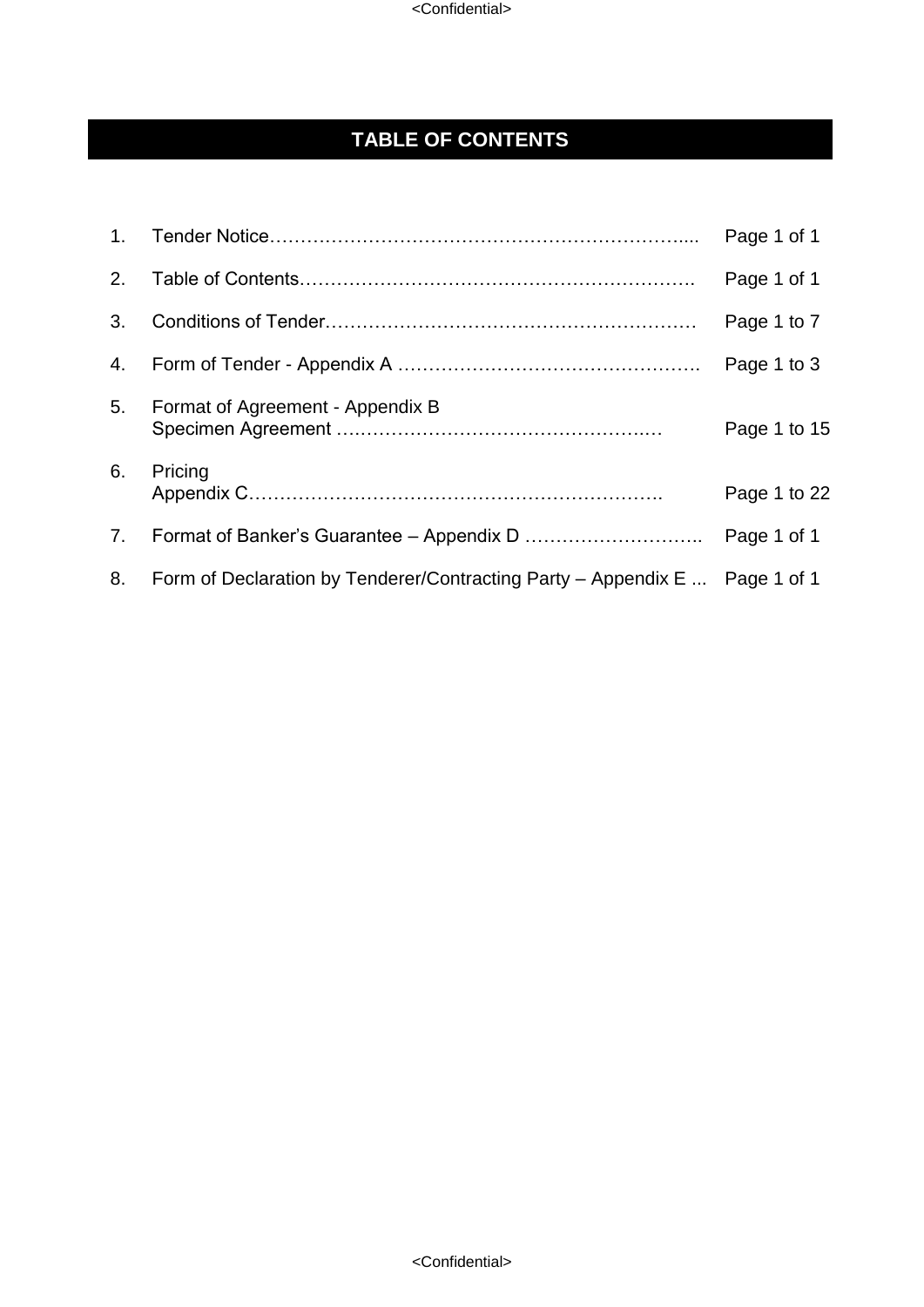# TABLE OF CONTENTS

| No. | Item | Pages |
|---|---|---|
| 1. | Tender Notice | Page 1 of 1 |
| 2. | Table of Contents | Page 1 of 1 |
| 3. | Conditions of Tender | Page 1 to 7 |
| 4. | Form of Tender - Appendix A | Page 1 to 3 |
| 5. | Format of Agreement - Appendix B<br>Specimen Agreement | Page 1 to 15 |
| 6. | Pricing<br>Appendix C | Page 1 to 22 |
| 7. | Format of Banker's Guarantee – Appendix D | Page 1 of 1 |
| 8. | Form of Declaration by Tenderer/Contracting Party – Appendix E | Page 1 of 1 |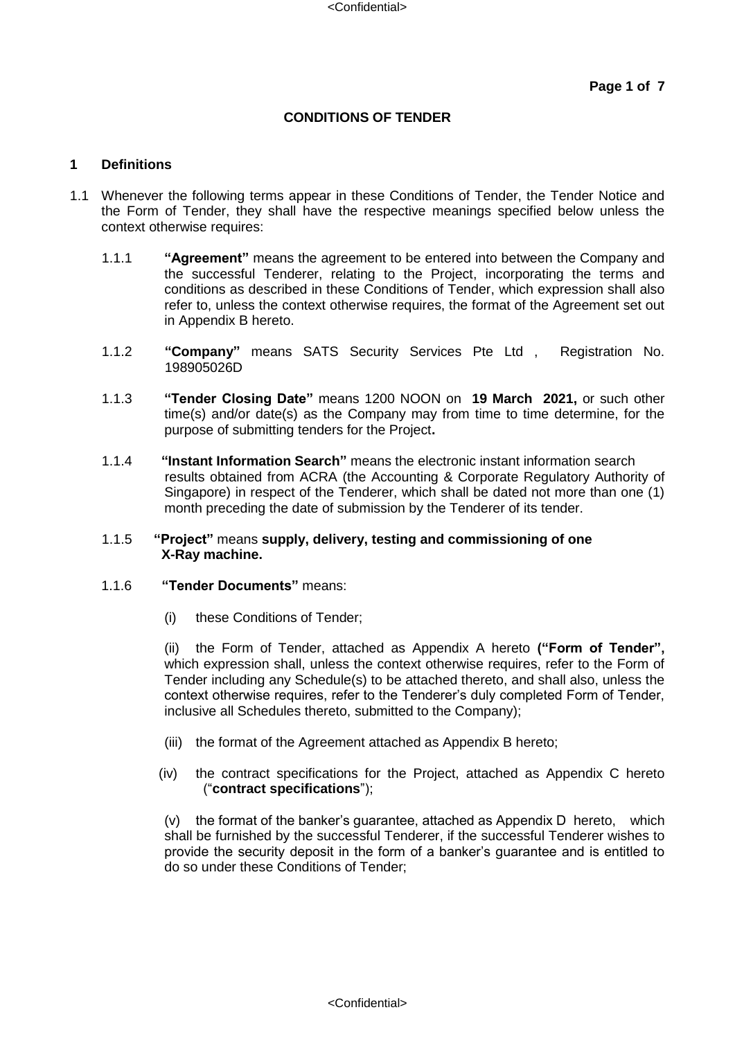## CONDITIONS OF TENDER

### 1 Definitions

1.1 Whenever the following terms appear in these Conditions of Tender, the Tender Notice and the Form of Tender, they shall have the respective meanings specified below unless the context otherwise requires:

1.1.1 **"Agreement"** means the agreement to be entered into between the Company and the successful Tenderer, relating to the Project, incorporating the terms and conditions as described in these Conditions of Tender, which expression shall also refer to, unless the context otherwise requires, the format of the Agreement set out in Appendix B hereto.

1.1.2 **"Company"** means SATS Security Services Pte Ltd , Registration No. 198905026D

1.1.3 **"Tender Closing Date"** means 1200 NOON on **19 March 2021,** or such other time(s) and/or date(s) as the Company may from time to time determine, for the purpose of submitting tenders for the Project**.**

1.1.4 **"Instant Information Search"** means the electronic instant information search results obtained from ACRA (the Accounting & Corporate Regulatory Authority of Singapore) in respect of the Tenderer, which shall be dated not more than one (1) month preceding the date of submission by the Tenderer of its tender.

1.1.5 **"Project"** means **supply, delivery, testing and commissioning of one X-Ray machine.**

1.1.6 **"Tender Documents"** means:

(i) these Conditions of Tender;

(ii) the Form of Tender, attached as Appendix A hereto **("Form of Tender",** which expression shall, unless the context otherwise requires, refer to the Form of Tender including any Schedule(s) to be attached thereto, and shall also, unless the context otherwise requires, refer to the Tenderer's duly completed Form of Tender, inclusive all Schedules thereto, submitted to the Company);

(iii) the format of the Agreement attached as Appendix B hereto;

(iv) the contract specifications for the Project, attached as Appendix C hereto ("**contract specifications**");

(v) the format of the banker's guarantee, attached as Appendix D hereto, which shall be furnished by the successful Tenderer, if the successful Tenderer wishes to provide the security deposit in the form of a banker's guarantee and is entitled to do so under these Conditions of Tender;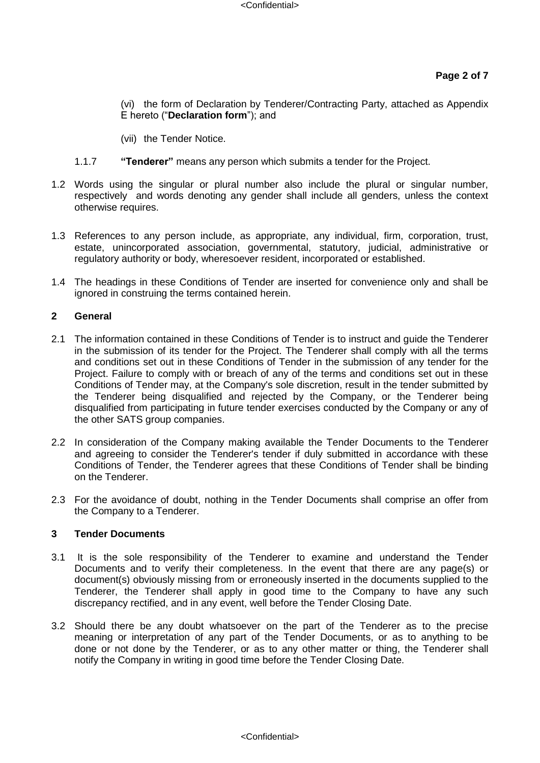(vi) the form of Declaration by Tenderer/Contracting Party, attached as Appendix E hereto ("**Declaration form**"); and

(vii) the Tender Notice.

1.1.7 **"Tenderer"** means any person which submits a tender for the Project.

1.2 Words using the singular or plural number also include the plural or singular number, respectively and words denoting any gender shall include all genders, unless the context otherwise requires.

1.3 References to any person include, as appropriate, any individual, firm, corporation, trust, estate, unincorporated association, governmental, statutory, judicial, administrative or regulatory authority or body, wheresoever resident, incorporated or established.

1.4 The headings in these Conditions of Tender are inserted for convenience only and shall be ignored in construing the terms contained herein.

## 2 General

2.1 The information contained in these Conditions of Tender is to instruct and guide the Tenderer in the submission of its tender for the Project. The Tenderer shall comply with all the terms and conditions set out in these Conditions of Tender in the submission of any tender for the Project. Failure to comply with or breach of any of the terms and conditions set out in these Conditions of Tender may, at the Company's sole discretion, result in the tender submitted by the Tenderer being disqualified and rejected by the Company, or the Tenderer being disqualified from participating in future tender exercises conducted by the Company or any of the other SATS group companies.

2.2 In consideration of the Company making available the Tender Documents to the Tenderer and agreeing to consider the Tenderer's tender if duly submitted in accordance with these Conditions of Tender, the Tenderer agrees that these Conditions of Tender shall be binding on the Tenderer.

2.3 For the avoidance of doubt, nothing in the Tender Documents shall comprise an offer from the Company to a Tenderer.

## 3 Tender Documents

3.1 It is the sole responsibility of the Tenderer to examine and understand the Tender Documents and to verify their completeness. In the event that there are any page(s) or document(s) obviously missing from or erroneously inserted in the documents supplied to the Tenderer, the Tenderer shall apply in good time to the Company to have any such discrepancy rectified, and in any event, well before the Tender Closing Date.

3.2 Should there be any doubt whatsoever on the part of the Tenderer as to the precise meaning or interpretation of any part of the Tender Documents, or as to anything to be done or not done by the Tenderer, or as to any other matter or thing, the Tenderer shall notify the Company in writing in good time before the Tender Closing Date.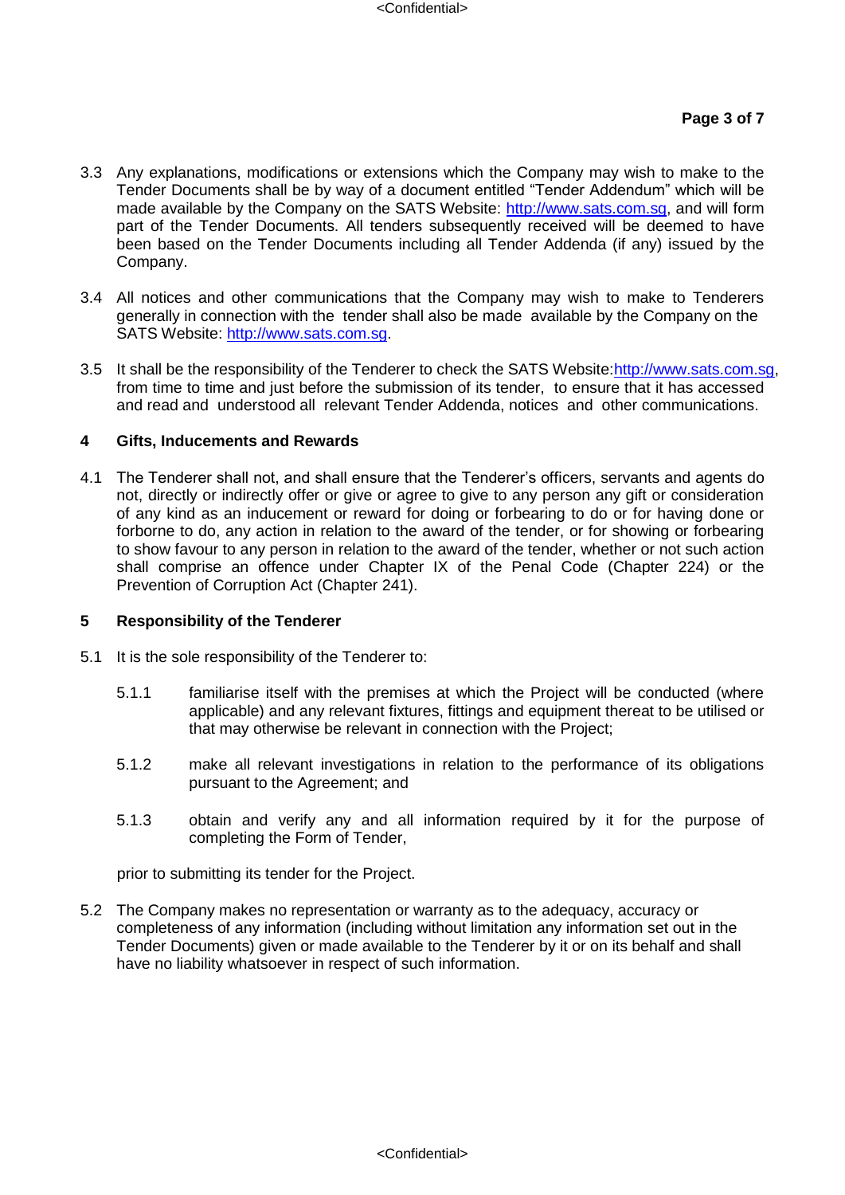3.3 Any explanations, modifications or extensions which the Company may wish to make to the Tender Documents shall be by way of a document entitled "Tender Addendum" which will be made available by the Company on the SATS Website: http://www.sats.com.sg, and will form part of the Tender Documents. All tenders subsequently received will be deemed to have been based on the Tender Documents including all Tender Addenda (if any) issued by the Company.

3.4 All notices and other communications that the Company may wish to make to Tenderers generally in connection with the tender shall also be made available by the Company on the SATS Website: http://www.sats.com.sg.

3.5 It shall be the responsibility of the Tenderer to check the SATS Website:http://www.sats.com.sg, from time to time and just before the submission of its tender, to ensure that it has accessed and read and understood all relevant Tender Addenda, notices and other communications.

## 4 Gifts, Inducements and Rewards

4.1 The Tenderer shall not, and shall ensure that the Tenderer's officers, servants and agents do not, directly or indirectly offer or give or agree to give to any person any gift or consideration of any kind as an inducement or reward for doing or forbearing to do or for having done or forborne to do, any action in relation to the award of the tender, or for showing or forbearing to show favour to any person in relation to the award of the tender, whether or not such action shall comprise an offence under Chapter IX of the Penal Code (Chapter 224) or the Prevention of Corruption Act (Chapter 241).

## 5 Responsibility of the Tenderer

5.1 It is the sole responsibility of the Tenderer to:

5.1.1 familiarise itself with the premises at which the Project will be conducted (where applicable) and any relevant fixtures, fittings and equipment thereat to be utilised or that may otherwise be relevant in connection with the Project;

5.1.2 make all relevant investigations in relation to the performance of its obligations pursuant to the Agreement; and

5.1.3 obtain and verify any and all information required by it for the purpose of completing the Form of Tender,

prior to submitting its tender for the Project.

5.2 The Company makes no representation or warranty as to the adequacy, accuracy or completeness of any information (including without limitation any information set out in the Tender Documents) given or made available to the Tenderer by it or on its behalf and shall have no liability whatsoever in respect of such information.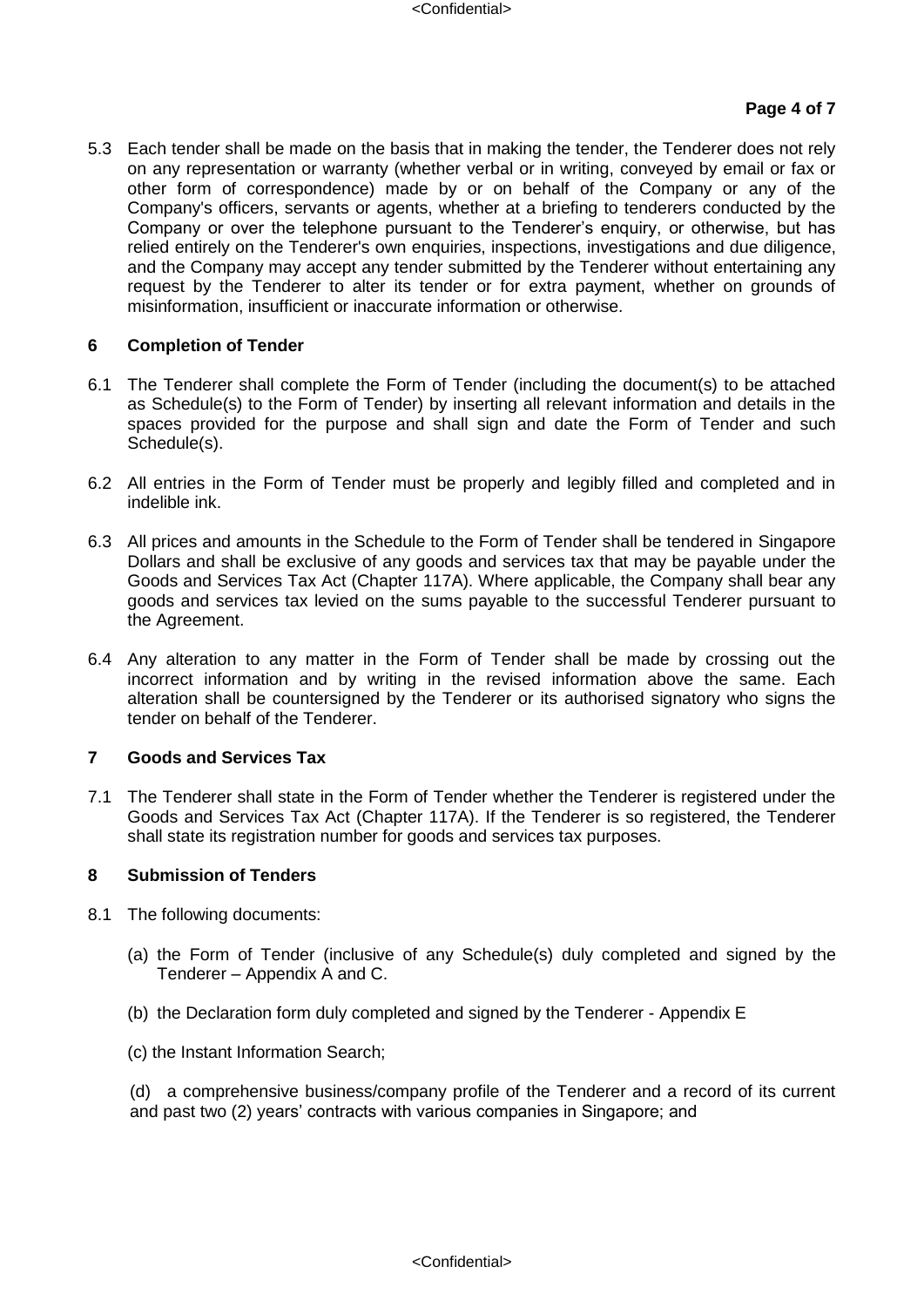5.3 Each tender shall be made on the basis that in making the tender, the Tenderer does not rely on any representation or warranty (whether verbal or in writing, conveyed by email or fax or other form of correspondence) made by or on behalf of the Company or any of the Company's officers, servants or agents, whether at a briefing to tenderers conducted by the Company or over the telephone pursuant to the Tenderer's enquiry, or otherwise, but has relied entirely on the Tenderer's own enquiries, inspections, investigations and due diligence, and the Company may accept any tender submitted by the Tenderer without entertaining any request by the Tenderer to alter its tender or for extra payment, whether on grounds of misinformation, insufficient or inaccurate information or otherwise.

## 6 Completion of Tender

6.1 The Tenderer shall complete the Form of Tender (including the document(s) to be attached as Schedule(s) to the Form of Tender) by inserting all relevant information and details in the spaces provided for the purpose and shall sign and date the Form of Tender and such Schedule(s).

6.2 All entries in the Form of Tender must be properly and legibly filled and completed and in indelible ink.

6.3 All prices and amounts in the Schedule to the Form of Tender shall be tendered in Singapore Dollars and shall be exclusive of any goods and services tax that may be payable under the Goods and Services Tax Act (Chapter 117A). Where applicable, the Company shall bear any goods and services tax levied on the sums payable to the successful Tenderer pursuant to the Agreement.

6.4 Any alteration to any matter in the Form of Tender shall be made by crossing out the incorrect information and by writing in the revised information above the same. Each alteration shall be countersigned by the Tenderer or its authorised signatory who signs the tender on behalf of the Tenderer.

## 7 Goods and Services Tax

7.1 The Tenderer shall state in the Form of Tender whether the Tenderer is registered under the Goods and Services Tax Act (Chapter 117A). If the Tenderer is so registered, the Tenderer shall state its registration number for goods and services tax purposes.

## 8 Submission of Tenders

8.1 The following documents:

(a) the Form of Tender (inclusive of any Schedule(s) duly completed and signed by the Tenderer – Appendix A and C.

(b) the Declaration form duly completed and signed by the Tenderer - Appendix E

(c) the Instant Information Search;

(d) a comprehensive business/company profile of the Tenderer and a record of its current and past two (2) years' contracts with various companies in Singapore; and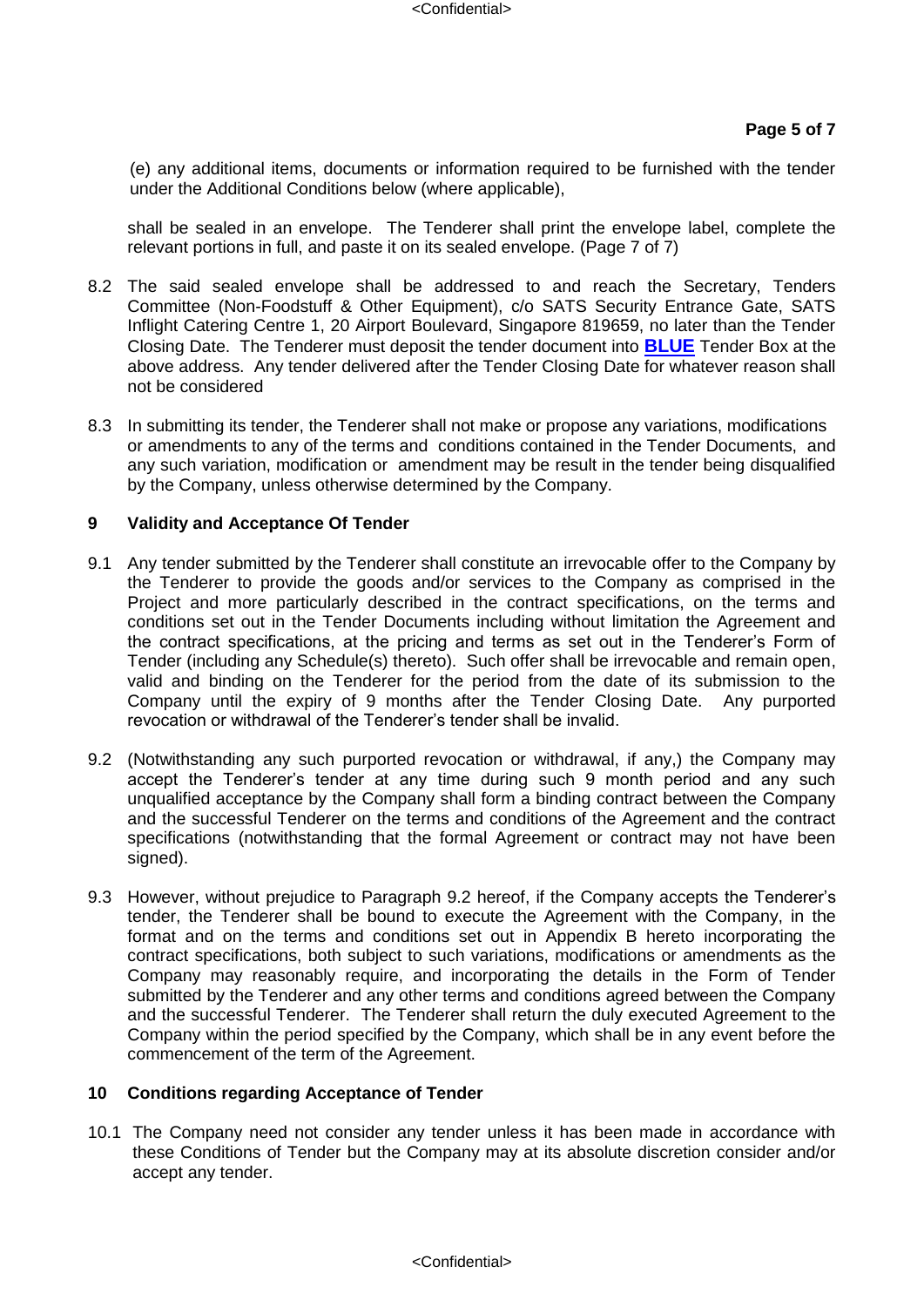(e) any additional items, documents or information required to be furnished with the tender under the Additional Conditions below (where applicable),

shall be sealed in an envelope. The Tenderer shall print the envelope label, complete the relevant portions in full, and paste it on its sealed envelope. (Page 7 of 7)

8.2 The said sealed envelope shall be addressed to and reach the Secretary, Tenders Committee (Non-Foodstuff & Other Equipment), c/o SATS Security Entrance Gate, SATS Inflight Catering Centre 1, 20 Airport Boulevard, Singapore 819659, no later than the Tender Closing Date. The Tenderer must deposit the tender document into **BLUE** Tender Box at the above address. Any tender delivered after the Tender Closing Date for whatever reason shall not be considered

8.3 In submitting its tender, the Tenderer shall not make or propose any variations, modifications or amendments to any of the terms and conditions contained in the Tender Documents, and any such variation, modification or amendment may be result in the tender being disqualified by the Company, unless otherwise determined by the Company.

## 9 Validity and Acceptance Of Tender

9.1 Any tender submitted by the Tenderer shall constitute an irrevocable offer to the Company by the Tenderer to provide the goods and/or services to the Company as comprised in the Project and more particularly described in the contract specifications, on the terms and conditions set out in the Tender Documents including without limitation the Agreement and the contract specifications, at the pricing and terms as set out in the Tenderer's Form of Tender (including any Schedule(s) thereto). Such offer shall be irrevocable and remain open, valid and binding on the Tenderer for the period from the date of its submission to the Company until the expiry of 9 months after the Tender Closing Date. Any purported revocation or withdrawal of the Tenderer's tender shall be invalid.

9.2 (Notwithstanding any such purported revocation or withdrawal, if any,) the Company may accept the Tenderer's tender at any time during such 9 month period and any such unqualified acceptance by the Company shall form a binding contract between the Company and the successful Tenderer on the terms and conditions of the Agreement and the contract specifications (notwithstanding that the formal Agreement or contract may not have been signed).

9.3 However, without prejudice to Paragraph 9.2 hereof, if the Company accepts the Tenderer's tender, the Tenderer shall be bound to execute the Agreement with the Company, in the format and on the terms and conditions set out in Appendix B hereto incorporating the contract specifications, both subject to such variations, modifications or amendments as the Company may reasonably require, and incorporating the details in the Form of Tender submitted by the Tenderer and any other terms and conditions agreed between the Company and the successful Tenderer. The Tenderer shall return the duly executed Agreement to the Company within the period specified by the Company, which shall be in any event before the commencement of the term of the Agreement.

## 10 Conditions regarding Acceptance of Tender

10.1 The Company need not consider any tender unless it has been made in accordance with these Conditions of Tender but the Company may at its absolute discretion consider and/or accept any tender.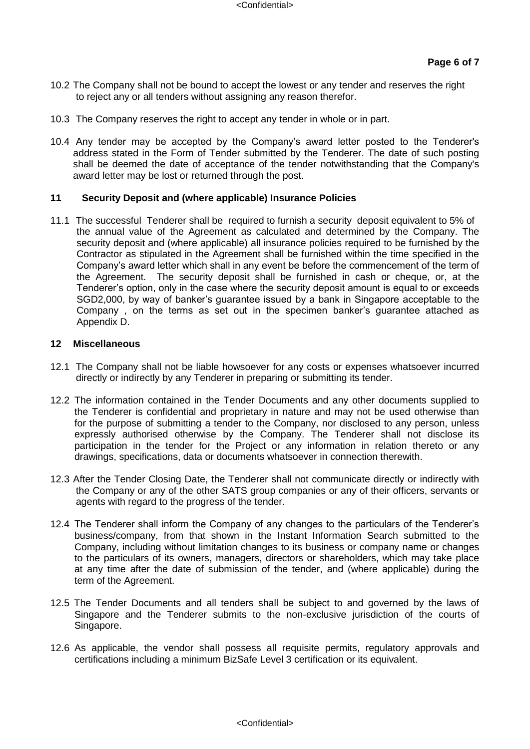10.2 The Company shall not be bound to accept the lowest or any tender and reserves the right to reject any or all tenders without assigning any reason therefor.

10.3 The Company reserves the right to accept any tender in whole or in part.

10.4 Any tender may be accepted by the Company's award letter posted to the Tenderer's address stated in the Form of Tender submitted by the Tenderer. The date of such posting shall be deemed the date of acceptance of the tender notwithstanding that the Company's award letter may be lost or returned through the post.

## 11 Security Deposit and (where applicable) Insurance Policies

11.1 The successful Tenderer shall be required to furnish a security deposit equivalent to 5% of the annual value of the Agreement as calculated and determined by the Company. The security deposit and (where applicable) all insurance policies required to be furnished by the Contractor as stipulated in the Agreement shall be furnished within the time specified in the Company's award letter which shall in any event be before the commencement of the term of the Agreement. The security deposit shall be furnished in cash or cheque, or, at the Tenderer's option, only in the case where the security deposit amount is equal to or exceeds SGD2,000, by way of banker's guarantee issued by a bank in Singapore acceptable to the Company , on the terms as set out in the specimen banker's guarantee attached as Appendix D.

## 12 Miscellaneous

12.1 The Company shall not be liable howsoever for any costs or expenses whatsoever incurred directly or indirectly by any Tenderer in preparing or submitting its tender.

12.2 The information contained in the Tender Documents and any other documents supplied to the Tenderer is confidential and proprietary in nature and may not be used otherwise than for the purpose of submitting a tender to the Company, nor disclosed to any person, unless expressly authorised otherwise by the Company. The Tenderer shall not disclose its participation in the tender for the Project or any information in relation thereto or any drawings, specifications, data or documents whatsoever in connection therewith.

12.3 After the Tender Closing Date, the Tenderer shall not communicate directly or indirectly with the Company or any of the other SATS group companies or any of their officers, servants or agents with regard to the progress of the tender.

12.4 The Tenderer shall inform the Company of any changes to the particulars of the Tenderer's business/company, from that shown in the Instant Information Search submitted to the Company, including without limitation changes to its business or company name or changes to the particulars of its owners, managers, directors or shareholders, which may take place at any time after the date of submission of the tender, and (where applicable) during the term of the Agreement.

12.5 The Tender Documents and all tenders shall be subject to and governed by the laws of Singapore and the Tenderer submits to the non-exclusive jurisdiction of the courts of Singapore.

12.6 As applicable, the vendor shall possess all requisite permits, regulatory approvals and certifications including a minimum BizSafe Level 3 certification or its equivalent.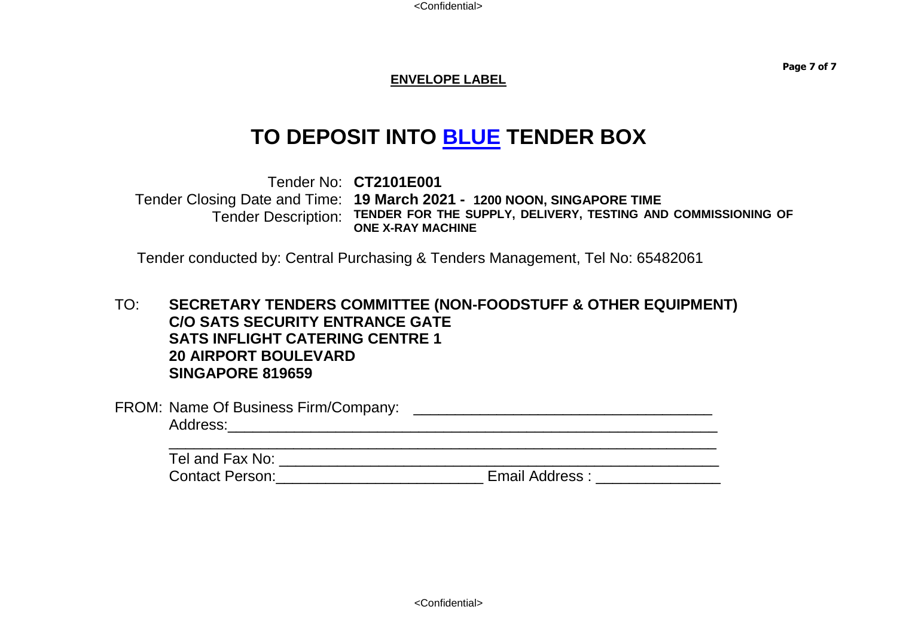**ENVELOPE LABEL**

# TO DEPOSIT INTO BLUE TENDER BOX

Tender No: **CT2101E001**
Tender Closing Date and Time: **19 March 2021 - 1200 NOON, SINGAPORE TIME**
Tender Description: **TENDER FOR THE SUPPLY, DELIVERY, TESTING AND COMMISSIONING OF ONE X-RAY MACHINE**

Tender conducted by: Central Purchasing & Tenders Management, Tel No: 65482061

TO: **SECRETARY TENDERS COMMITTEE (NON-FOODSTUFF & OTHER EQUIPMENT)**
**C/O SATS SECURITY ENTRANCE GATE**
**SATS INFLIGHT CATERING CENTRE 1**
**20 AIRPORT BOULEVARD**
**SINGAPORE 819659**

FROM: Name Of Business Firm/Company: ____________________________________
Address:____________________________________________________________
____________________________________________________________________
Tel and Fax No: _____________________________________________________
Contact Person:_________________________ Email Address : _______________